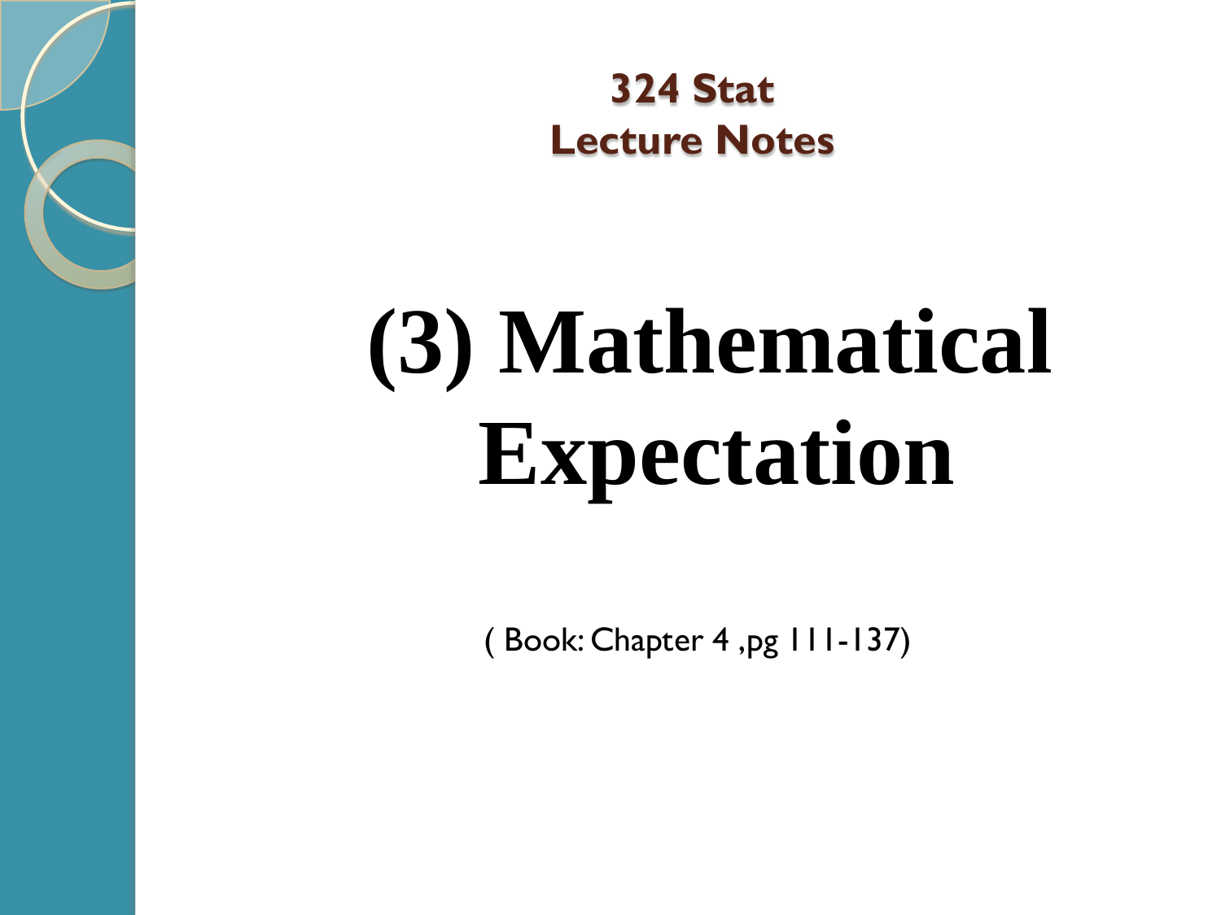**324 Stat**
**Lecture Notes**

# (3) Mathematical Expectation

( Book: Chapter 4 ,pg 111-137)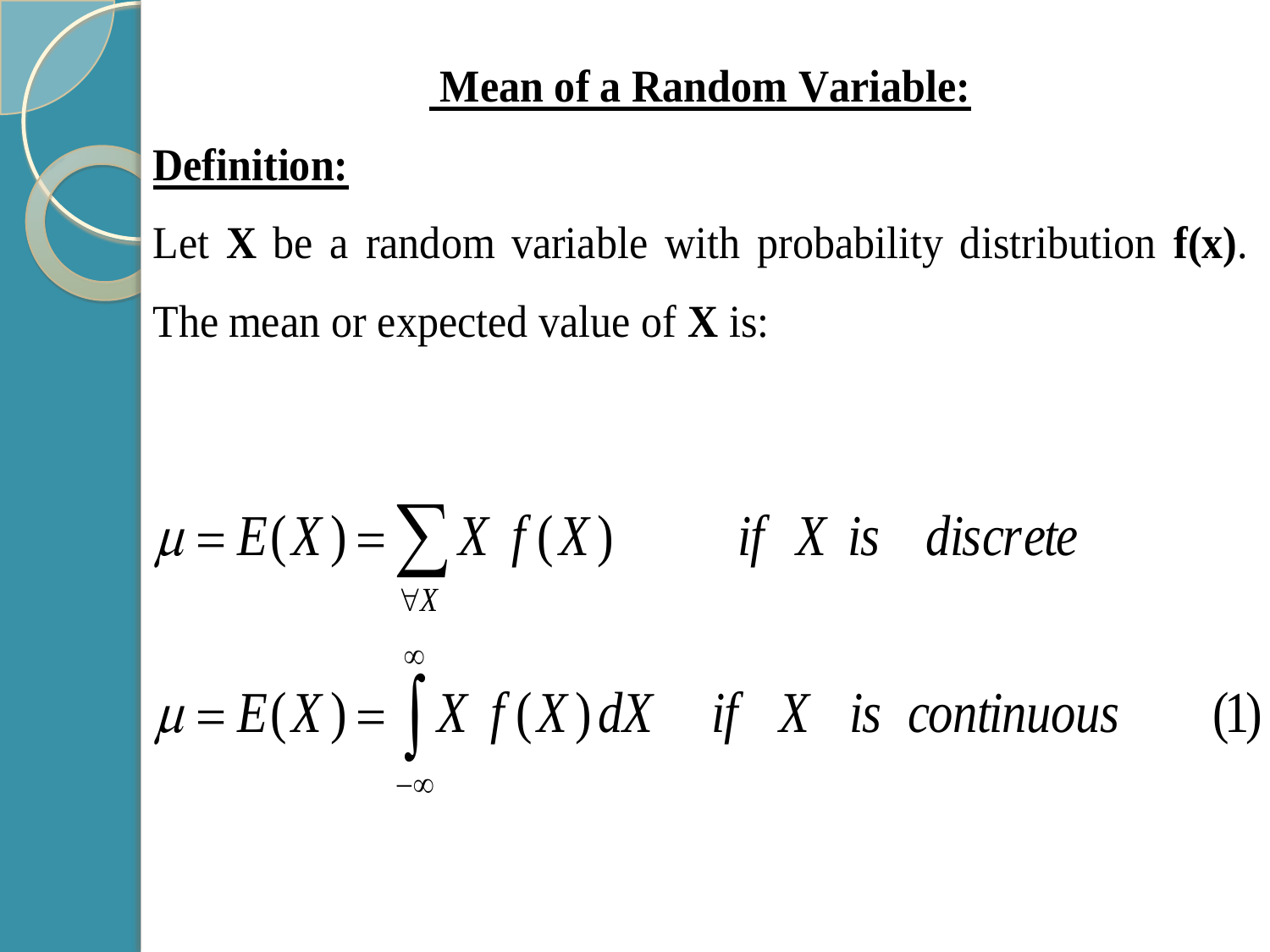## Mean of a Random Variable:

**Definition:**

Let **X** be a random variable with probability distribution **f(x)**. The mean or expected value of **X** is:

$$\mu = E(X) = \sum_{\forall X} X \, f(X) \qquad \text{if } X \text{ is discrete}$$

$$\mu = E(X) = \int_{-\infty}^{\infty} X \, f(X) \, dX \qquad \text{if } X \text{ is continuous} \qquad (1)$$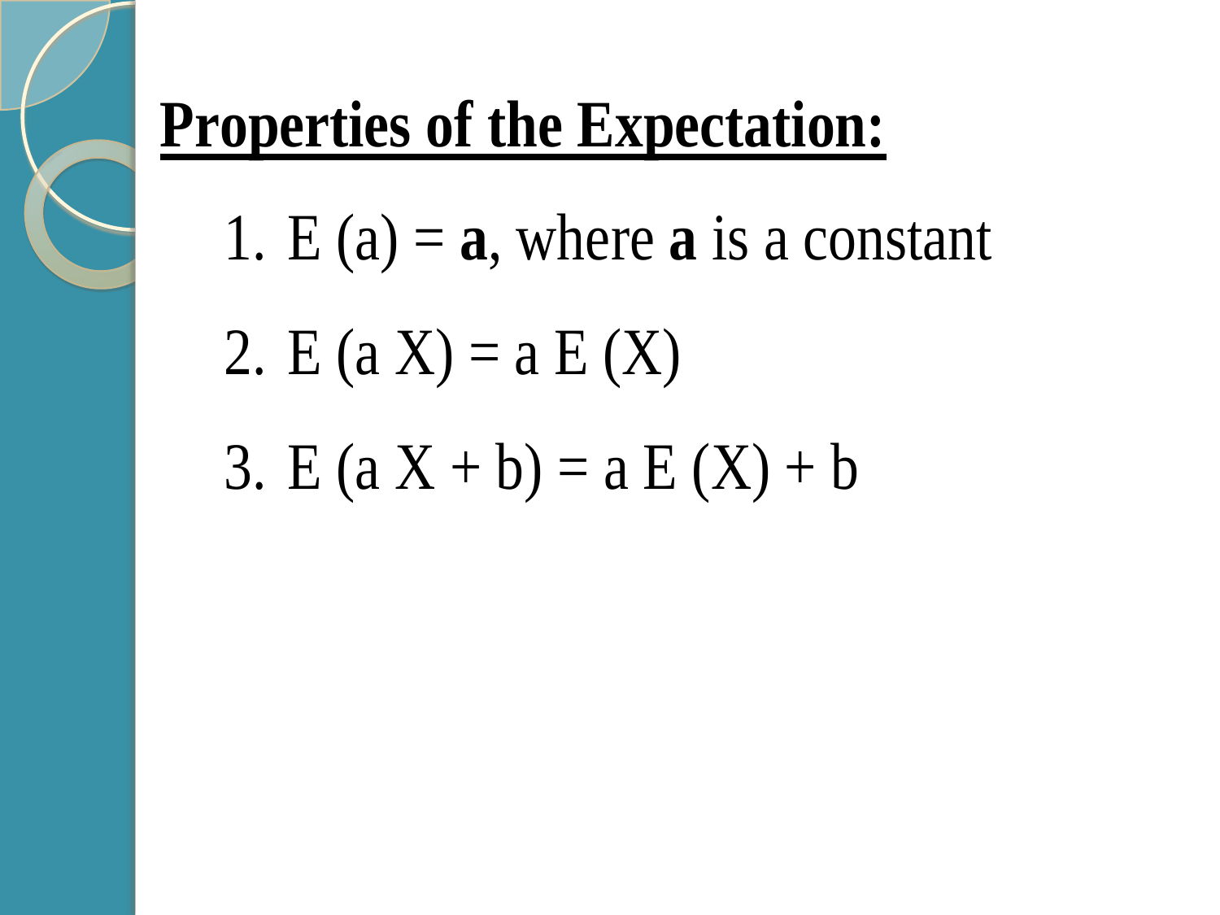## **Properties of the Expectation:**

1. $E(a) = \mathbf{a}$, where **a** is a constant
2. $E(aX) = a\,E(X)$
3. $E(aX + b) = a\,E(X) + b$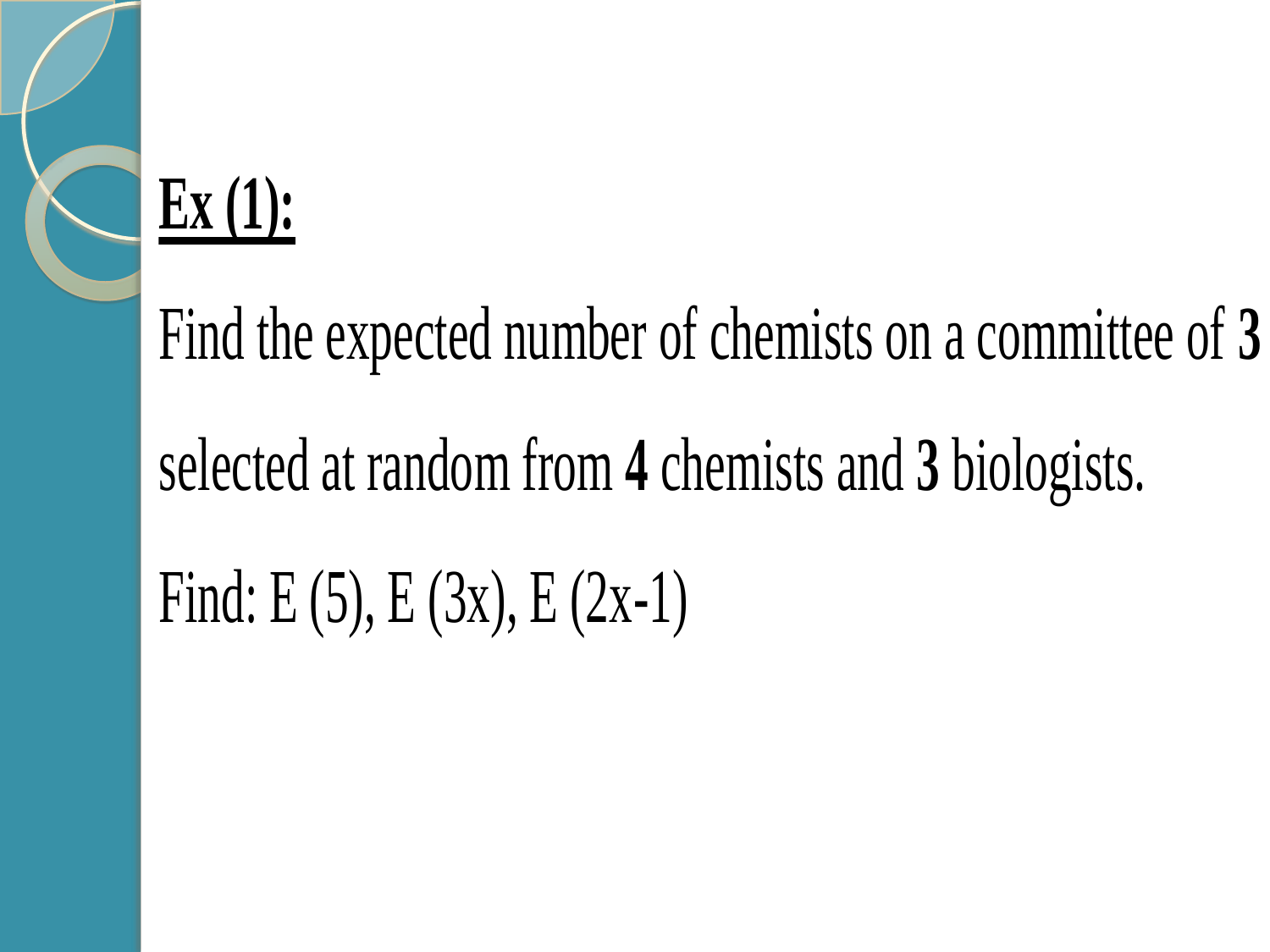**<u>Ex (1):</u>**

Find the expected number of chemists on a committee of **3** selected at random from **4** chemists and **3** biologists.

Find: $E(5)$, $E(3x)$, $E(2x-1)$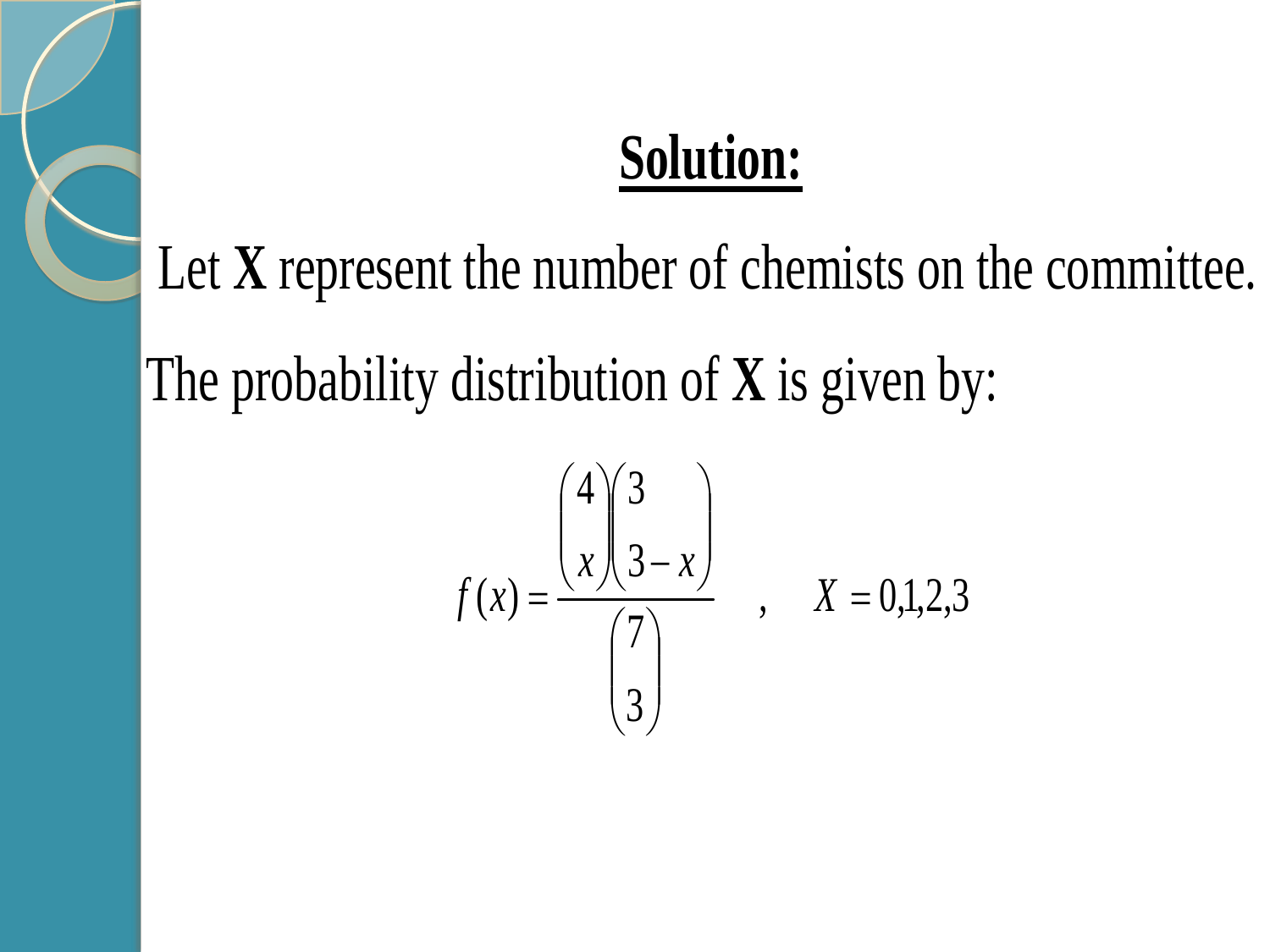## Solution:

Let **X** represent the number of chemists on the committee.

The probability distribution of **X** is given by:

$$f(x) = \frac{\binom{4}{x}\binom{3}{3-x}}{\binom{7}{3}} \quad , \quad X = 0,1,2,3$$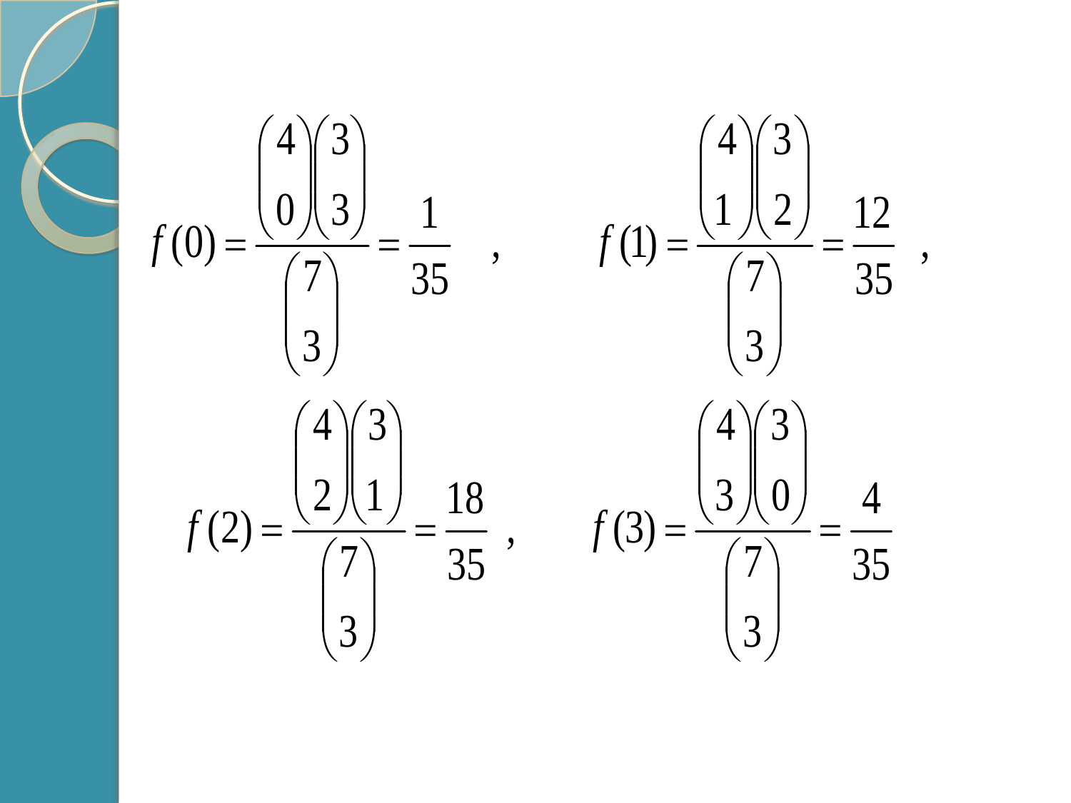$$f(0) = \frac{\binom{4}{0}\binom{3}{3}}{\binom{7}{3}} = \frac{1}{35} \quad , \qquad f(1) = \frac{\binom{4}{1}\binom{3}{2}}{\binom{7}{3}} = \frac{12}{35} \quad ,$$

$$f(2) = \frac{\binom{4}{2}\binom{3}{1}}{\binom{7}{3}} = \frac{18}{35} \quad , \qquad f(3) = \frac{\binom{4}{3}\binom{3}{0}}{\binom{7}{3}} = \frac{4}{35}$$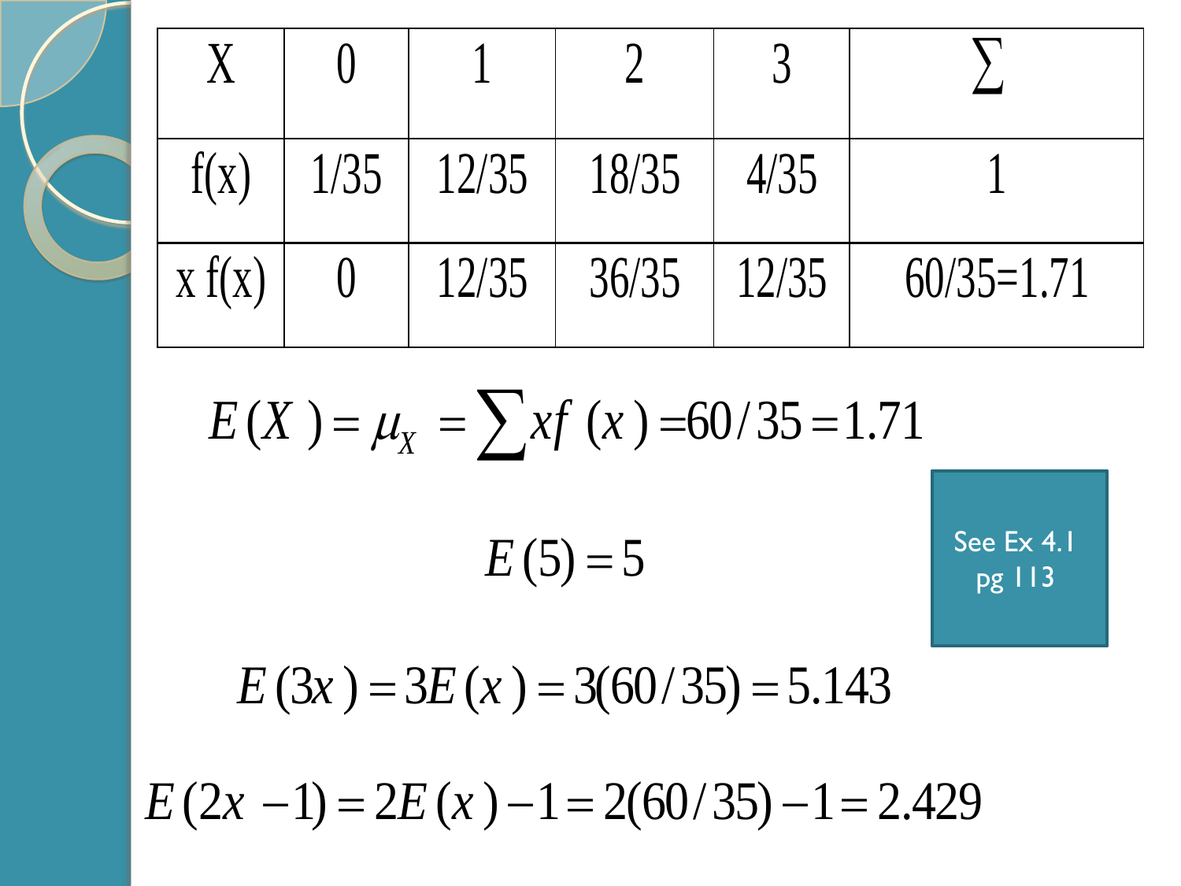| X | 0 | 1 | 2 | 3 | $\sum$ |
|---|---|---|---|---|---|
| f(x) | 1/35 | 12/35 | 18/35 | 4/35 | 1 |
| x f(x) | 0 | 12/35 | 36/35 | 12/35 | 60/35=1.71 |

$$E(X) = \mu_X = \sum xf(x) = 60/35 = 1.71$$

$$E(5) = 5$$

See Ex 4.1 pg 113

$$E(3x) = 3E(x) = 3(60/35) = 5.143$$

$$E(2x - 1) = 2E(x) - 1 = 2(60/35) - 1 = 2.429$$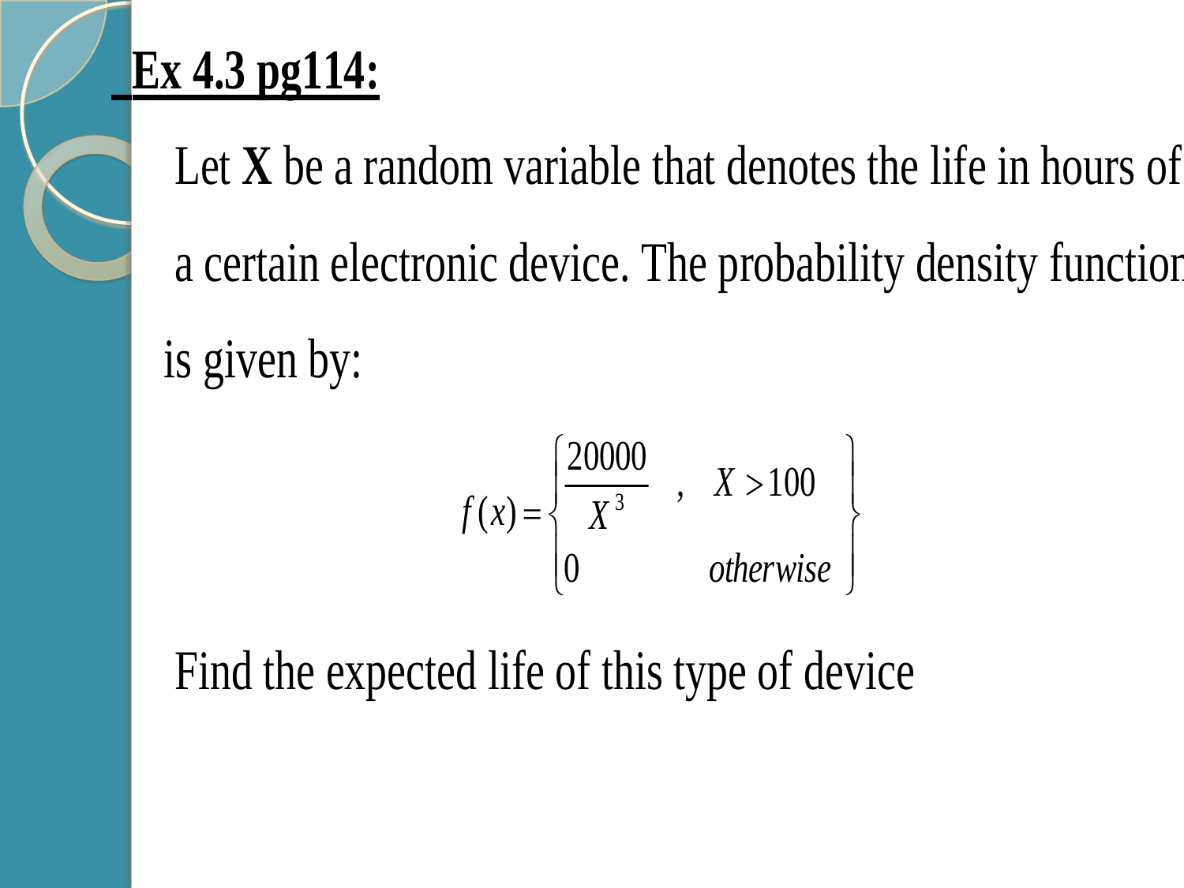## Ex 4.3 pg114:

Let **X** be a random variable that denotes the life in hours of a certain electronic device. The probability density function is given by:

$$f(x) = \begin{cases} \dfrac{20000}{X^3} & , \quad X > 100 \\ 0 & \quad otherwise \end{cases}$$

Find the expected life of this type of device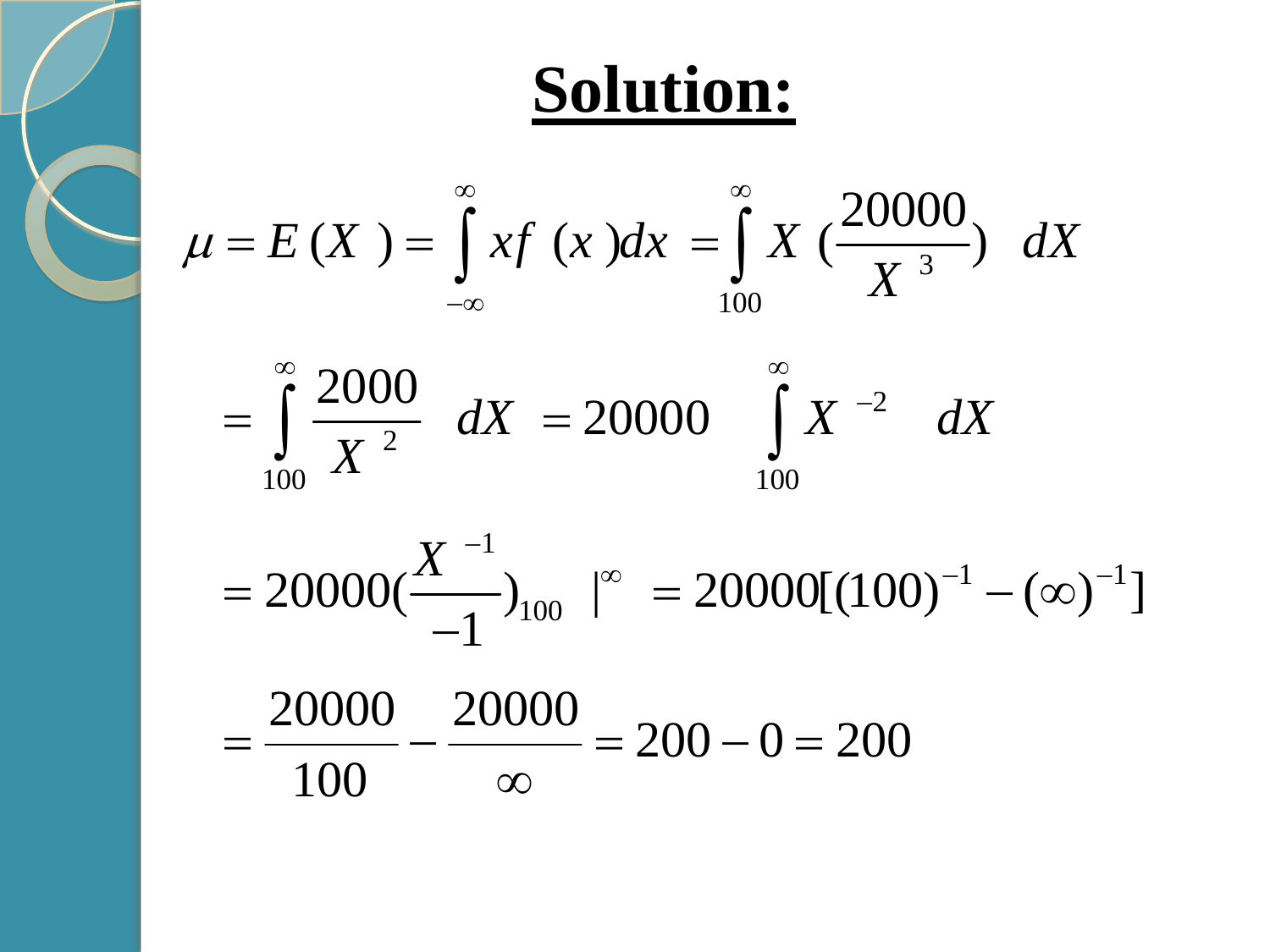# Solution:

$$\mu = E(X) = \int_{-\infty}^{\infty} xf(x)dx = \int_{100}^{\infty} X\left(\frac{20000}{X^{3}}\right) dX$$

$$= \int_{100}^{\infty} \frac{2000}{X^{2}} dX = 20000 \int_{100}^{\infty} X^{-2} dX$$

$$= 20000\left(\frac{X^{-1}}{-1}\right)_{100} |^{\infty} = 20000[(100)^{-1} - (\infty)^{-1}]$$

$$= \frac{20000}{100} - \frac{20000}{\infty} = 200 - 0 = 200$$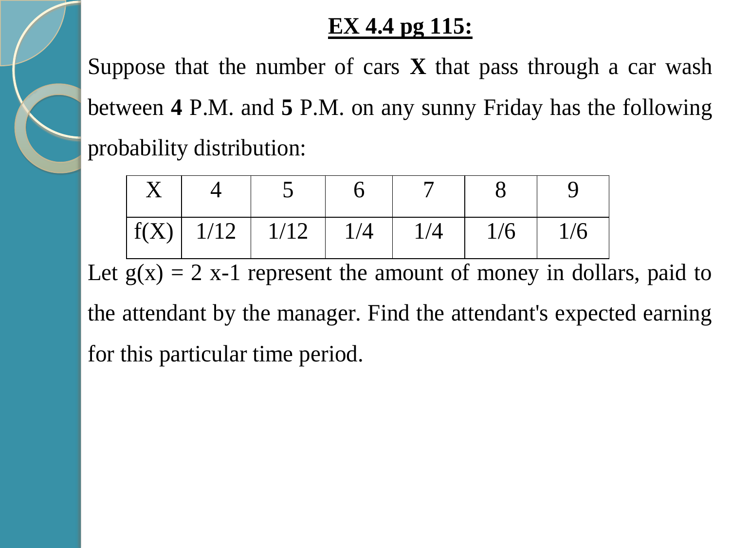# **EX 4.4 pg 115:**

Suppose that the number of cars **X** that pass through a car wash between **4** P.M. and **5** P.M. on any sunny Friday has the following probability distribution:

| X | 4 | 5 | 6 | 7 | 8 | 9 |
|---|---|---|---|---|---|---|
| f(X) | 1/12 | 1/12 | 1/4 | 1/4 | 1/6 | 1/6 |

Let $g(x) = 2x-1$ represent the amount of money in dollars, paid to the attendant by the manager. Find the attendant's expected earning for this particular time period.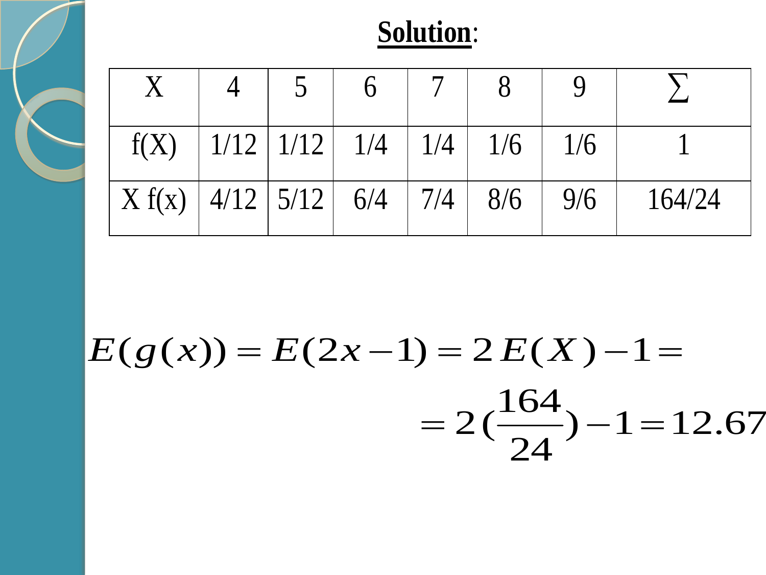**Solution**:

| X | 4 | 5 | 6 | 7 | 8 | 9 | ∑ |
|---|---|---|---|---|---|---|---|
| f(X) | 1/12 | 1/12 | 1/4 | 1/4 | 1/6 | 1/6 | 1 |
| X f(x) | 4/12 | 5/12 | 6/4 | 7/4 | 8/6 | 9/6 | 164/24 |

$$E(g(x)) = E(2x-1) = 2E(X)-1 =$$

$$= 2\left(\frac{164}{24}\right)-1 = 12.67$$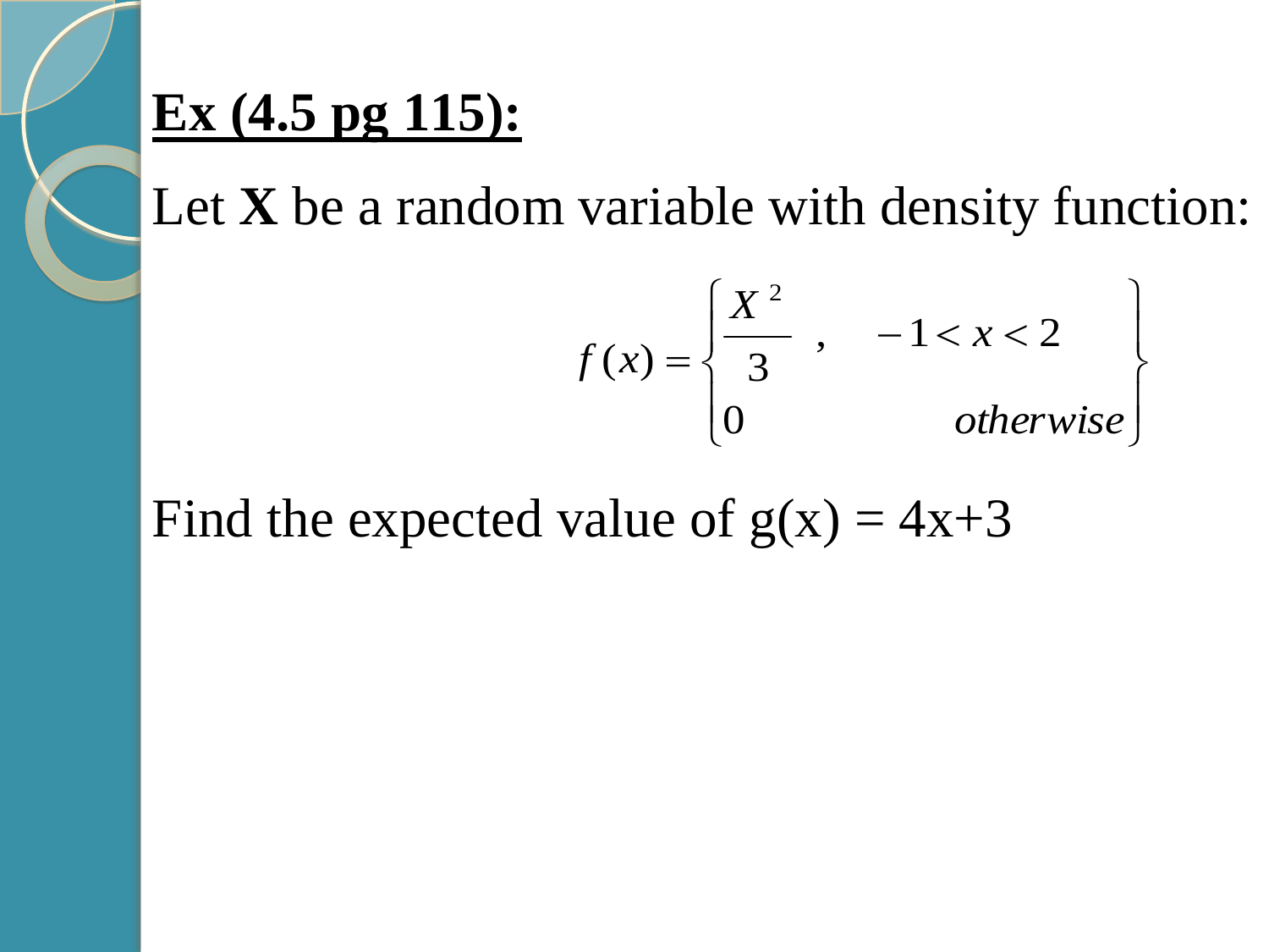**<u>Ex (4.5 pg 115):</u>**

Let **X** be a random variable with density function:

$$f(x) = \begin{cases} \dfrac{X^2}{3} \ , & -1 < x < 2 \\ 0 & otherwise \end{cases}$$

Find the expected value of g(x) = 4x+3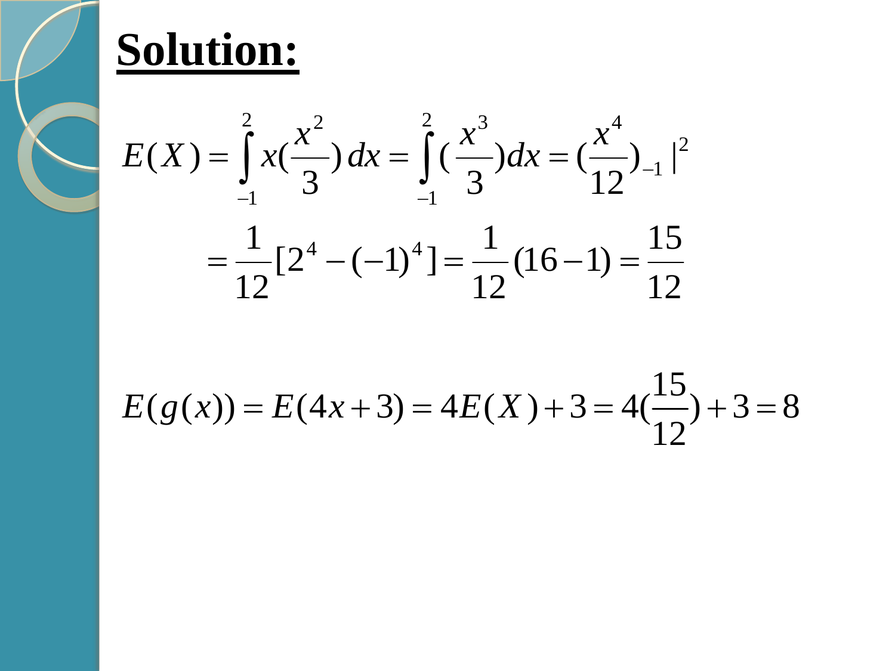**Solution:**

$$E(X) = \int_{-1}^{2} x(\frac{x^2}{3})\,dx = \int_{-1}^{2} (\frac{x^3}{3})dx = (\frac{x^4}{12})_{-1}|^{2}$$

$$= \frac{1}{12}[2^4 - (-1)^4] = \frac{1}{12}(16-1) = \frac{15}{12}$$

$$E(g(x)) = E(4x+3) = 4E(X)+3 = 4(\frac{15}{12})+3 = 8$$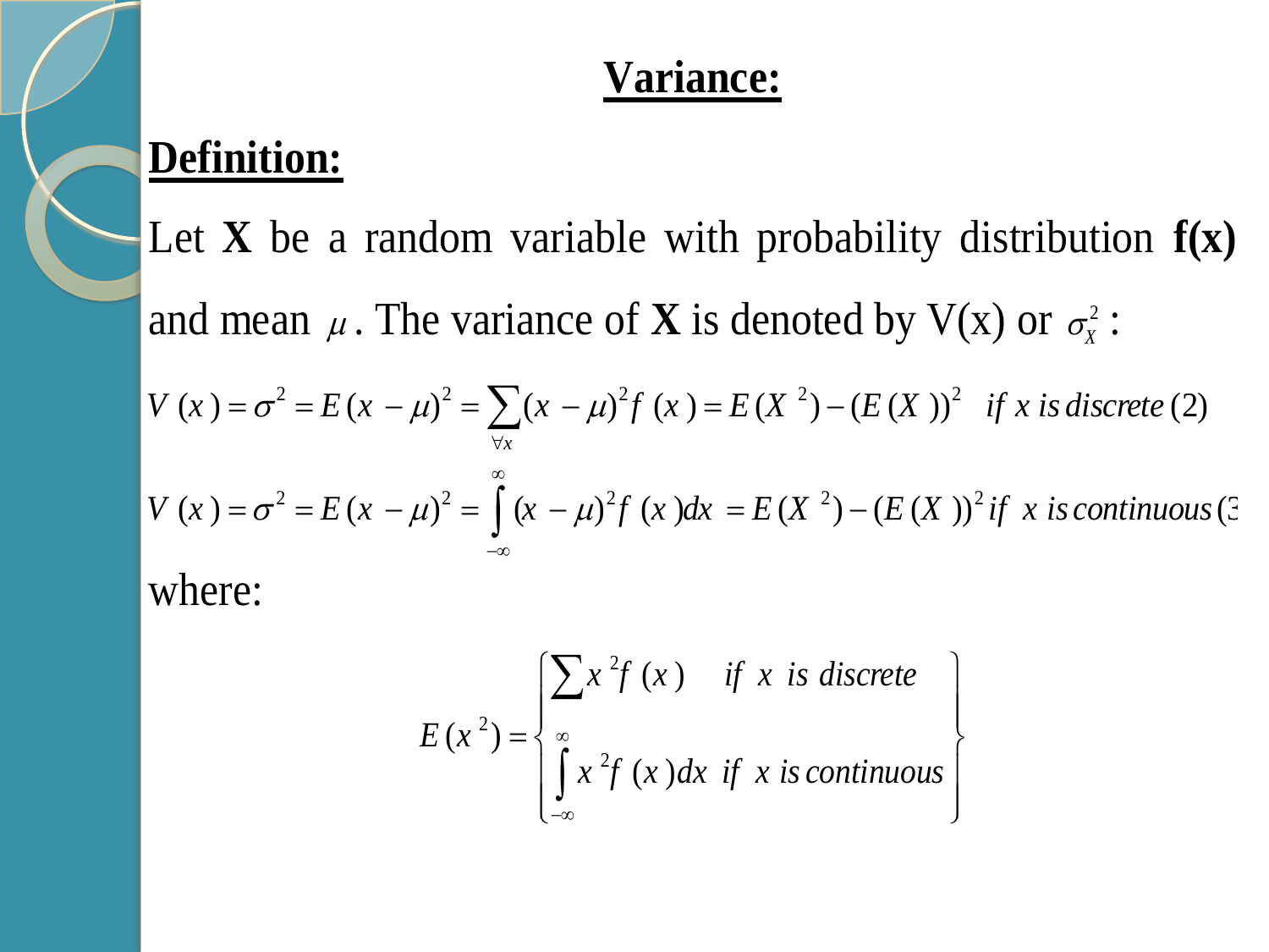# Variance:

## Definition:

Let **X** be a random variable with probability distribution **f(x)** and mean $\mu$. The variance of **X** is denoted by V(x) or $\sigma_X^2$ :

$$V(x) = \sigma^2 = E(x-\mu)^2 = \sum_{\forall x}(x-\mu)^2 f(x) = E(X^2) - (E(X))^2 \quad \text{if } x \text{ is discrete} \quad (2)$$

$$V(x) = \sigma^2 = E(x-\mu)^2 = \int_{-\infty}^{\infty}(x-\mu)^2 f(x)dx = E(X^2) - (E(X))^2 \text{ if } x \text{ is continuous} \quad (3$$

where:

$$E(x^2) = \begin{cases} \sum x^2 f(x) & \text{if } x \text{ is discrete} \\ \int_{-\infty}^{\infty} x^2 f(x)dx & \text{if } x \text{ is continuous} \end{cases}$$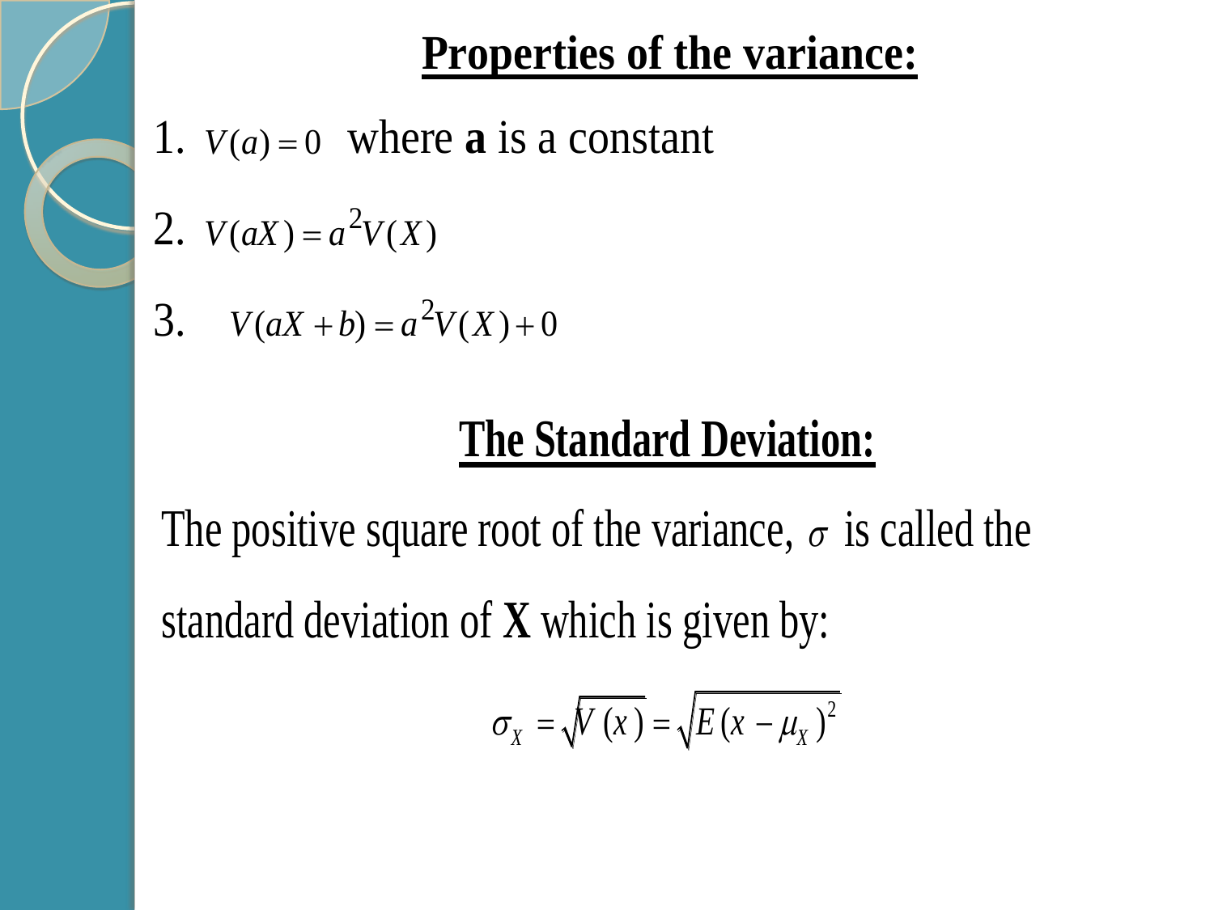## Properties of the variance:

1. $V(a) = 0$ where **a** is a constant
2. $V(aX) = a^2 V(X)$
3. $V(aX + b) = a^2 V(X) + 0$

## The Standard Deviation:

The positive square root of the variance, $\sigma$ is called the standard deviation of **X** which is given by:

$$\sigma_X = \sqrt{V(x)} = \sqrt{E(x - \mu_X)^2}$$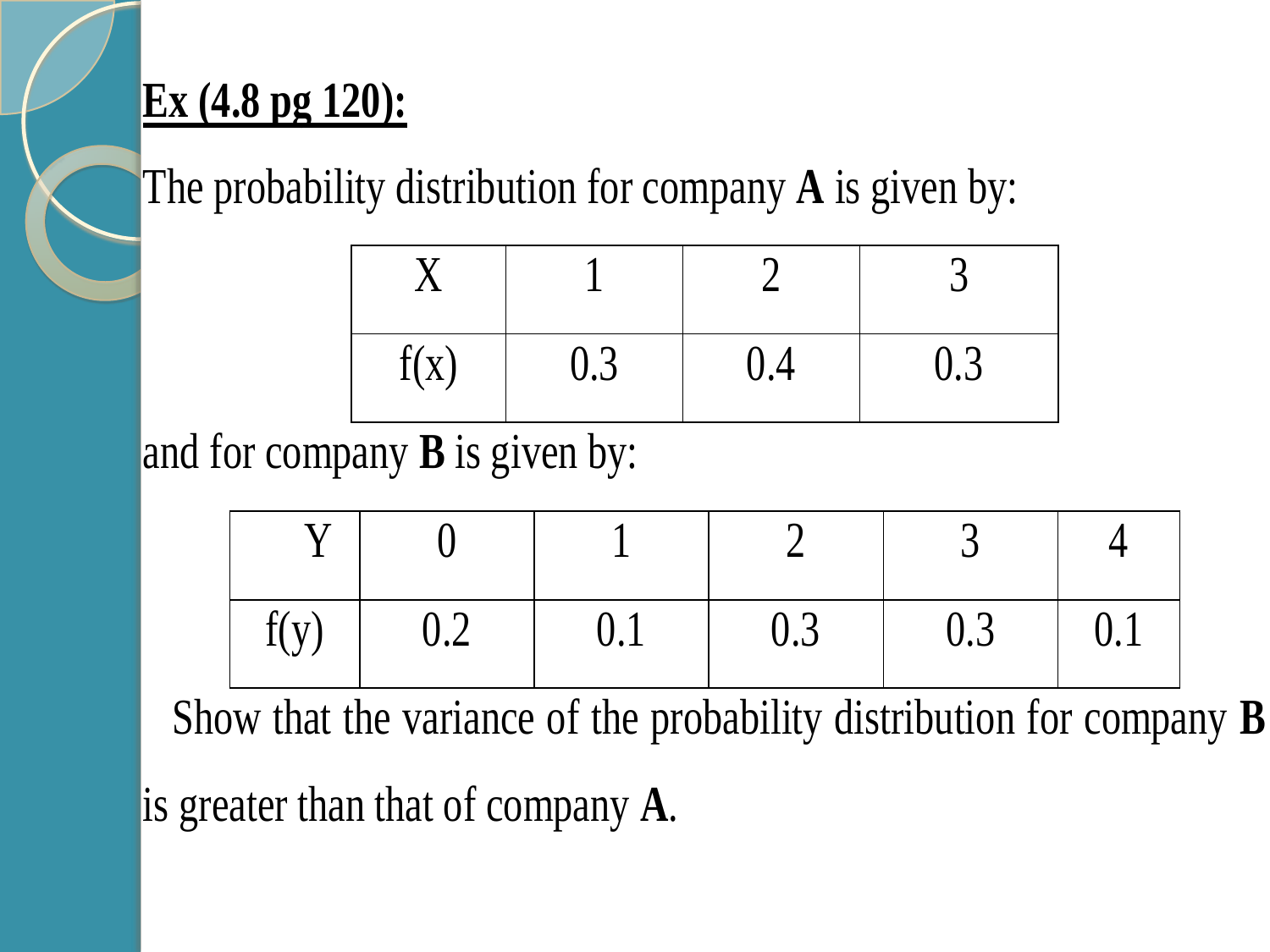**<u>Ex (4.8 pg 120):</u>**

The probability distribution for company **A** is given by:

| X | 1 | 2 | 3 |
|---|---|---|---|
| f(x) | 0.3 | 0.4 | 0.3 |

and for company **B** is given by:

| Y | 0 | 1 | 2 | 3 | 4 |
|---|---|---|---|---|---|
| f(y) | 0.2 | 0.1 | 0.3 | 0.3 | 0.1 |

Show that the variance of the probability distribution for company **B** is greater than that of company **A**.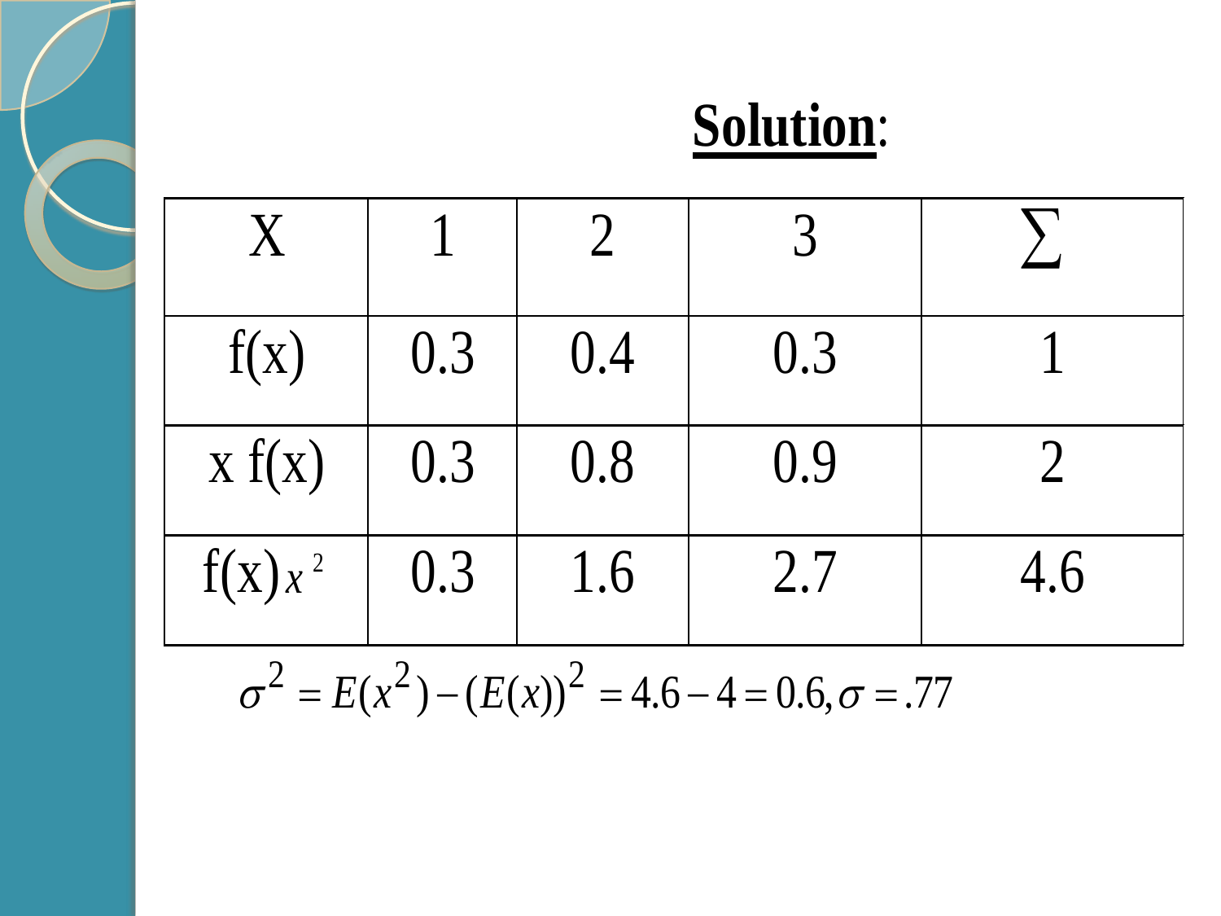**Solution**:

| X | 1 | 2 | 3 | $\sum$ |
|---|---|---|---|---|
| f(x) | 0.3 | 0.4 | 0.3 | 1 |
| x f(x) | 0.3 | 0.8 | 0.9 | 2 |
| f(x)$x^2$ | 0.3 | 1.6 | 2.7 | 4.6 |

$$\sigma^2 = E(x^2) - (E(x))^2 = 4.6 - 4 = 0.6, \sigma = .77$$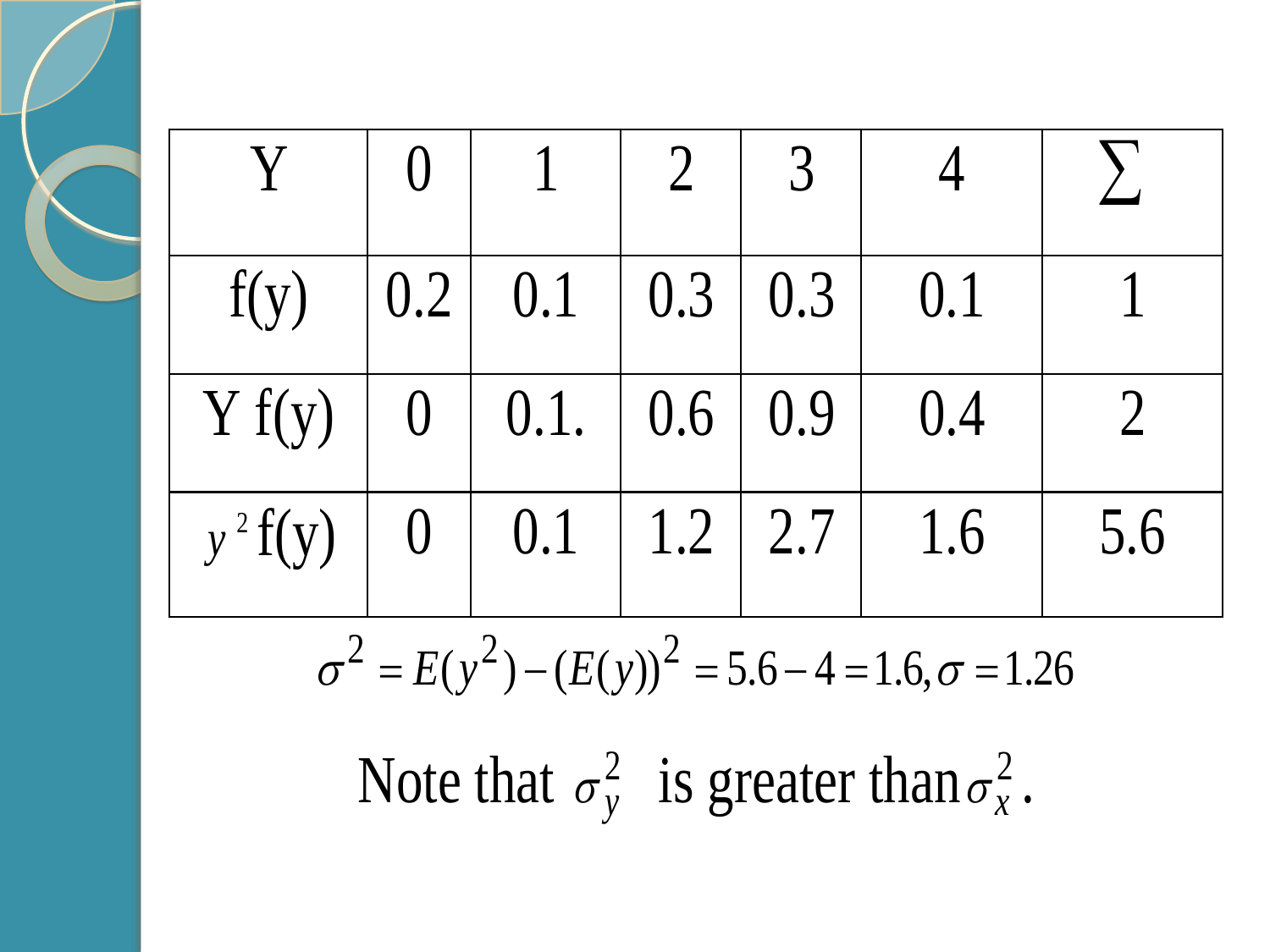| Y | 0 | 1 | 2 | 3 | 4 | $\sum$ |
|---|---|---|---|---|---|---|
| f(y) | 0.2 | 0.1 | 0.3 | 0.3 | 0.1 | 1 |
| Y f(y) | 0 | 0.1. | 0.6 | 0.9 | 0.4 | 2 |
| $y^2$ f(y) | 0 | 0.1 | 1.2 | 2.7 | 1.6 | 5.6 |

$$\sigma^2 = E(y^2) - (E(y))^2 = 5.6 - 4 = 1.6, \sigma = 1.26$$

Note that $\sigma_y^2$ is greater than $\sigma_x^2$.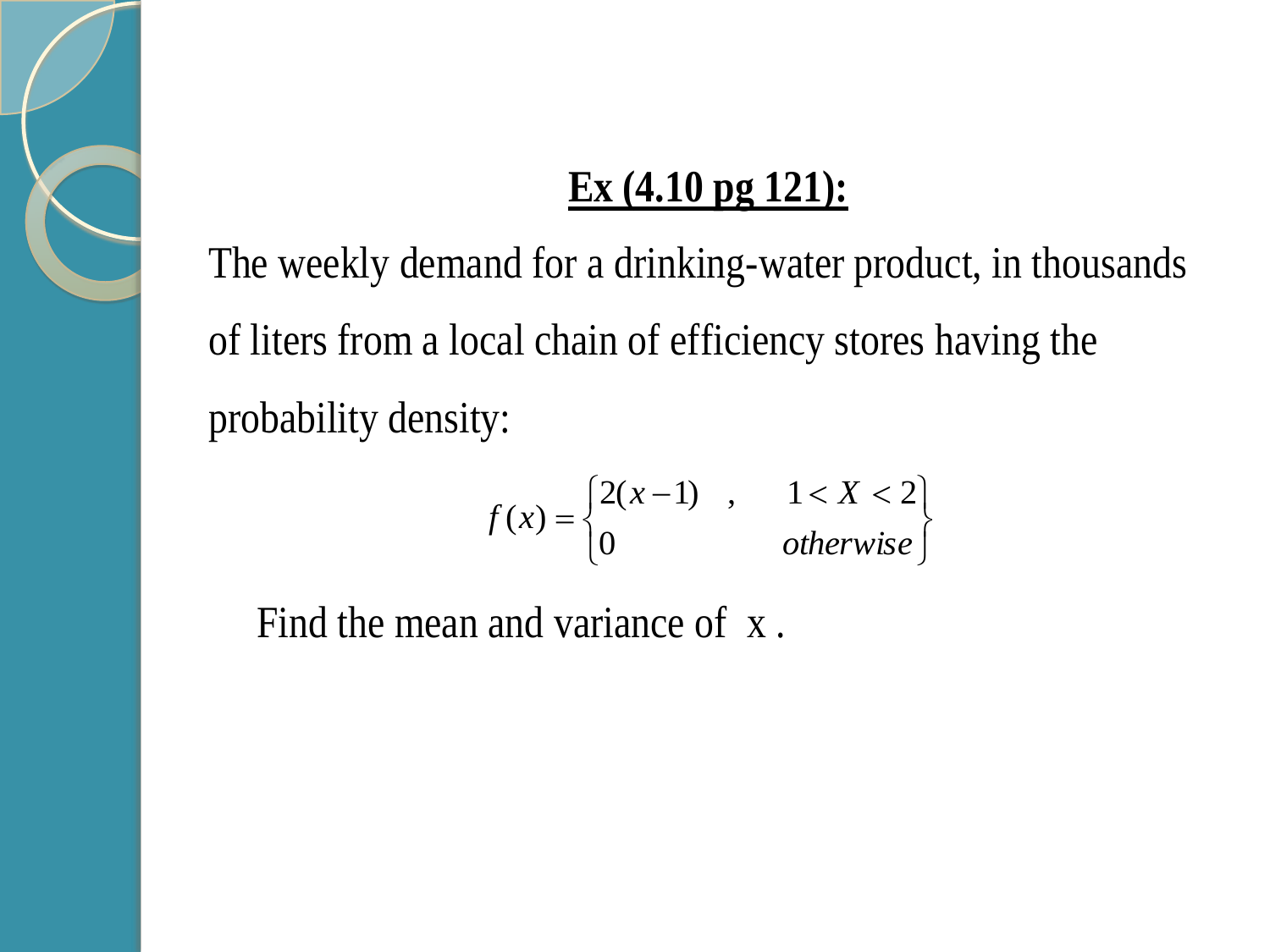**<u>Ex (4.10 pg 121):</u>**

The weekly demand for a drinking-water product, in thousands of liters from a local chain of efficiency stores having the probability density:

$$f(x) = \begin{cases} 2(x-1) & , \quad 1 < X < 2 \\ 0 & \quad otherwise \end{cases}$$

Find the mean and variance of x .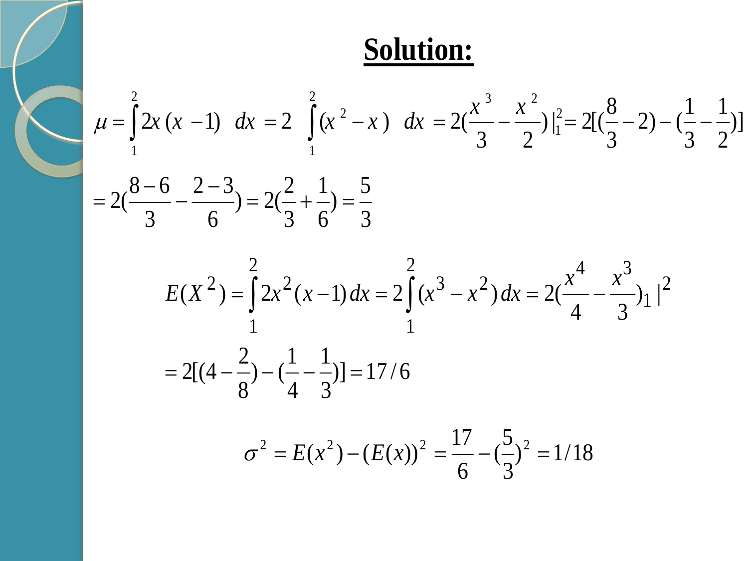# Solution:

$$\mu = \int_1^2 2x(x-1)\ dx = 2\int_1^2 (x^2 - x)\ dx = 2\left(\frac{x^3}{3} - \frac{x^2}{2}\right)\Big|_1^2 = 2\left[\left(\frac{8}{3} - 2\right) - \left(\frac{1}{3} - \frac{1}{2}\right)\right]$$

$$= 2\left(\frac{8-6}{3} - \frac{2-3}{6}\right) = 2\left(\frac{2}{3} + \frac{1}{6}\right) = \frac{5}{3}$$

$$E(X^2) = \int_1^2 2x^2(x-1)\,dx = 2\int_1^2 (x^3 - x^2)\,dx = 2\left(\frac{x^4}{4} - \frac{x^3}{3}\right)_1\Big|^2$$

$$= 2\left[\left(4 - \frac{2}{8}\right) - \left(\frac{1}{4} - \frac{1}{3}\right)\right] = 17/6$$

$$\sigma^2 = E(x^2) - (E(x))^2 = \frac{17}{6} - \left(\frac{5}{3}\right)^2 = 1/18$$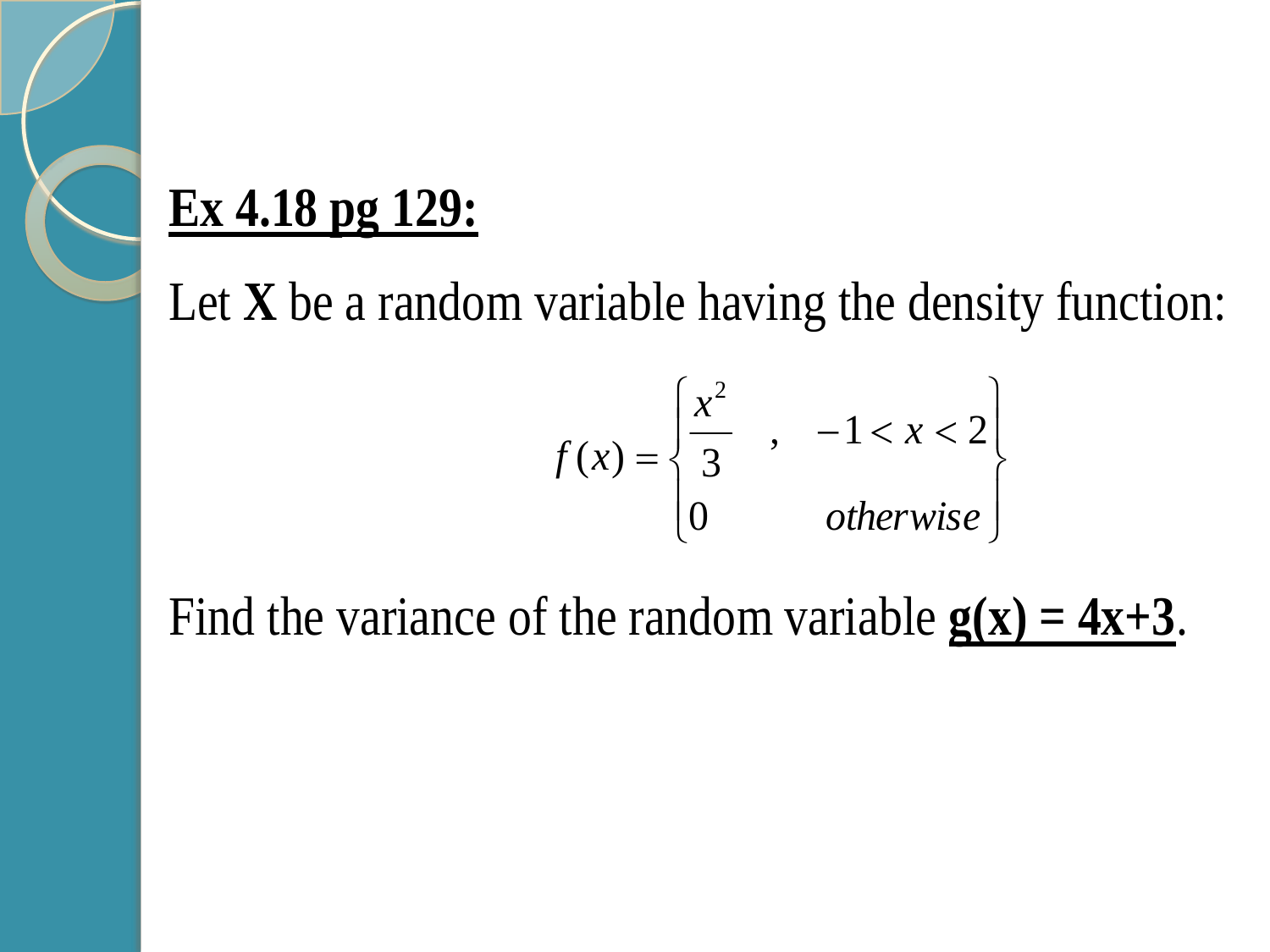## Ex 4.18 pg 129:

Let **X** be a random variable having the density function:

$$f(x) = \begin{cases} \dfrac{x^2}{3} & , \quad -1 < x < 2 \\ 0 & \quad otherwise \end{cases}$$

Find the variance of the random variable **g(x) = 4x+3**.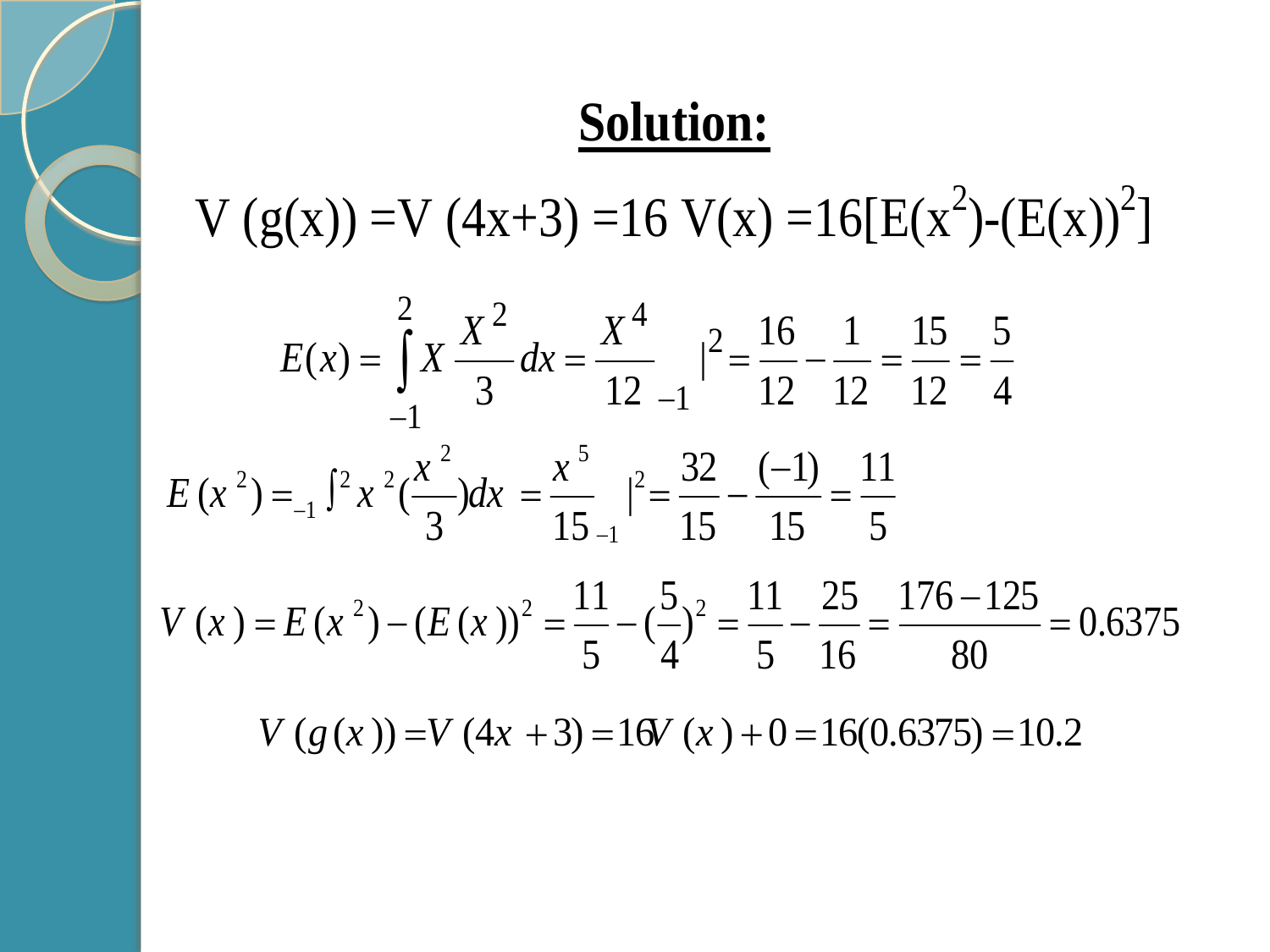**Solution:**

$$V(g(x)) = V(4x+3) = 16\,V(x) = 16[E(x^2) - (E(x))^2]$$

$$E(x) = \int_{-1}^{2} X \frac{X^2}{3}\,dx = \frac{X^4}{12}\Big|_{-1}^{2} = \frac{16}{12} - \frac{1}{12} = \frac{15}{12} = \frac{5}{4}$$

$$E(x^2) = \int_{-1}^{2} x^2 \left(\frac{x^2}{3}\right) dx = \frac{x^5}{15}\Big|_{-1}^{2} = \frac{32}{15} - \frac{(-1)}{15} = \frac{11}{5}$$

$$V(x) = E(x^2) - (E(x))^2 = \frac{11}{5} - \left(\frac{5}{4}\right)^2 = \frac{11}{5} - \frac{25}{16} = \frac{176 - 125}{80} = 0.6375$$

$$V(g(x)) = V(4x+3) = 16V(x) + 0 = 16(0.6375) = 10.2$$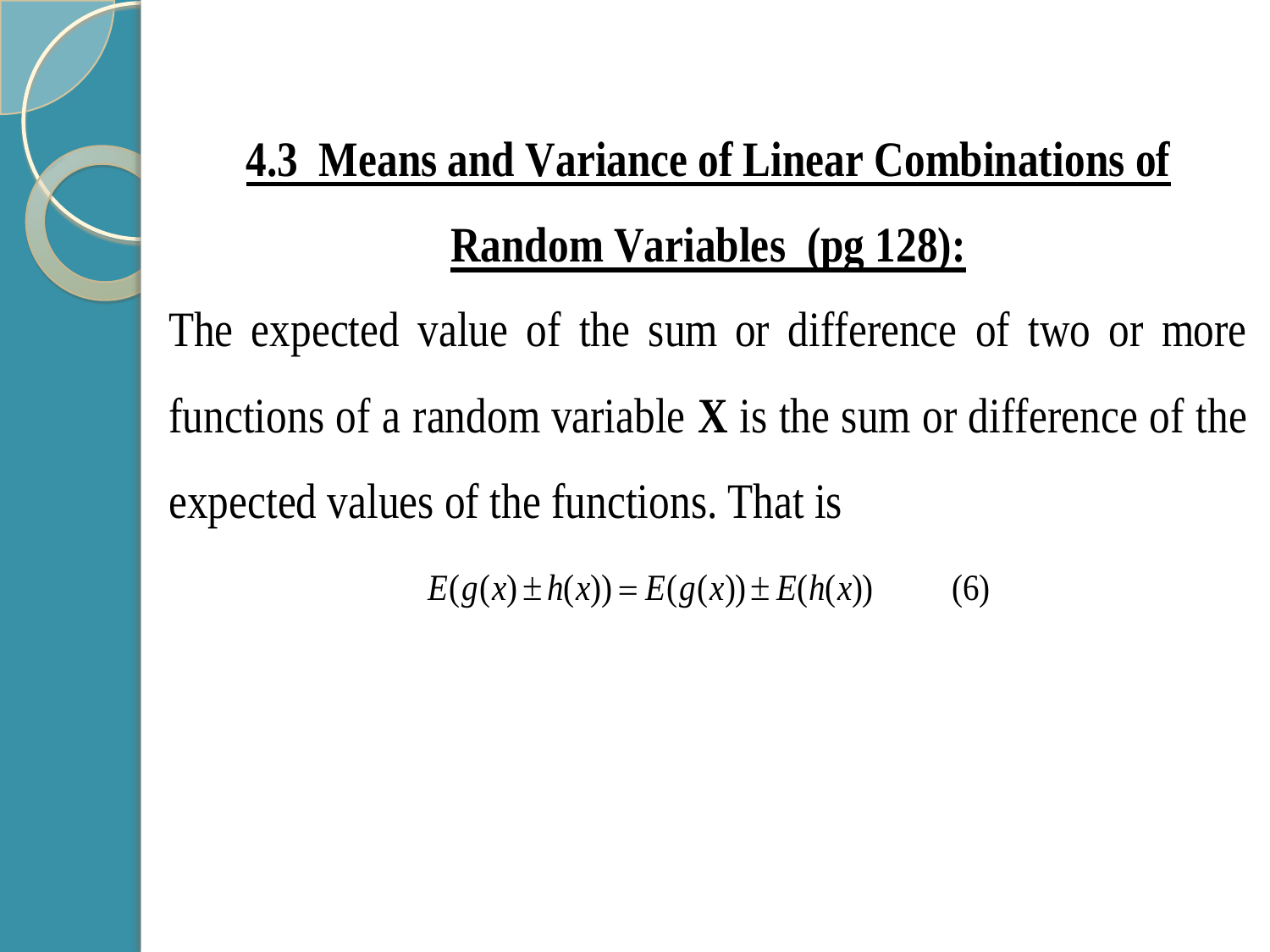## 4.3 Means and Variance of Linear Combinations of Random Variables (pg 128):

The expected value of the sum or difference of two or more functions of a random variable **X** is the sum or difference of the expected values of the functions. That is

$$E(g(x) \pm h(x)) = E(g(x)) \pm E(h(x)) \qquad (6)$$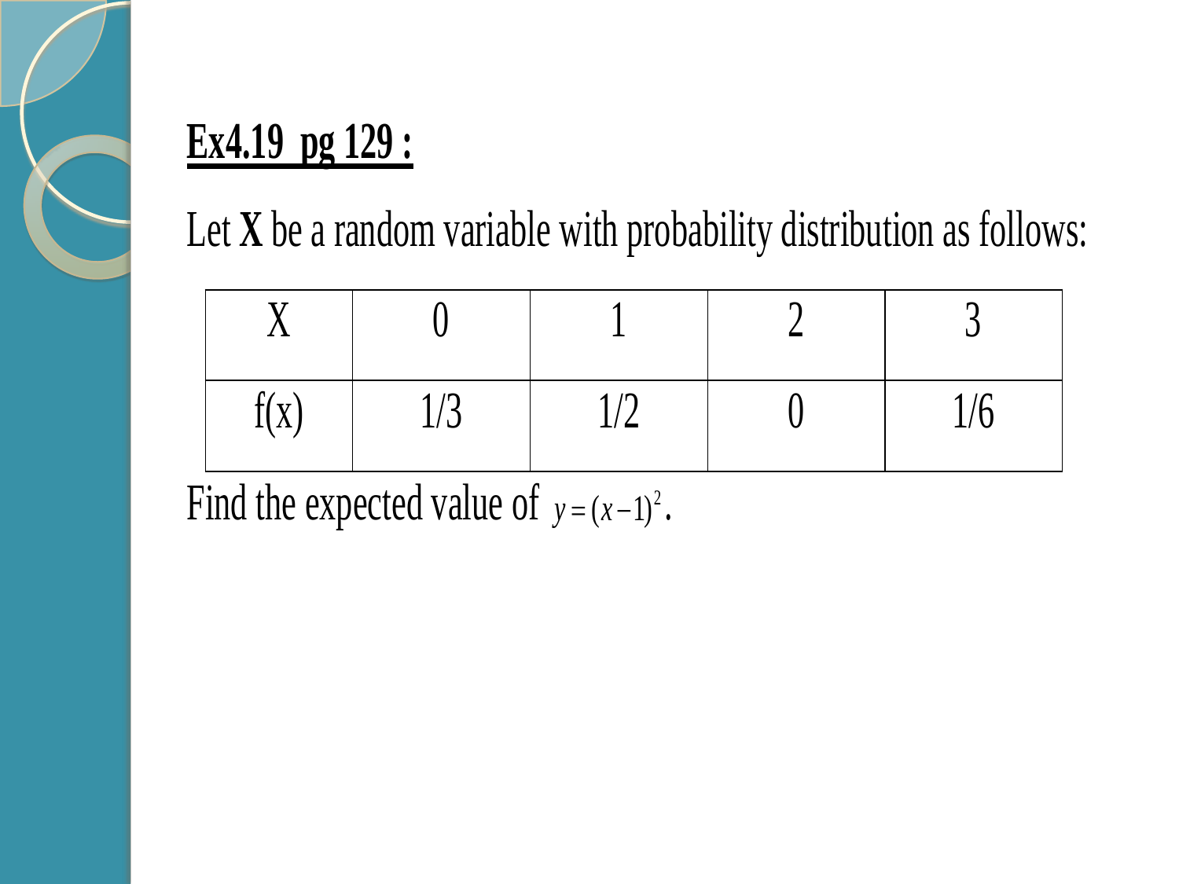**<u>Ex4.19 pg 129 :</u>**

Let **X** be a random variable with probability distribution as follows:

| X | 0 | 1 | 2 | 3 |
|---|---|---|---|---|
| f(x) | 1/3 | 1/2 | 0 | 1/6 |

Find the expected value of $y = (x-1)^2$.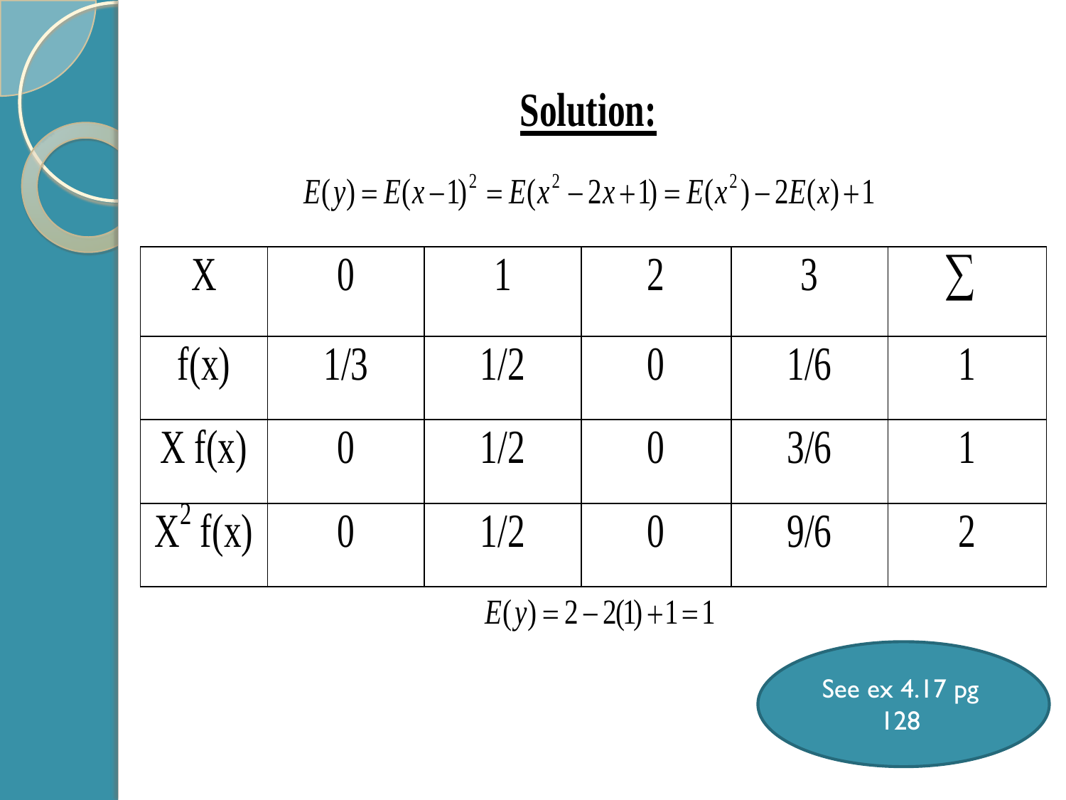# Solution:

$$E(y) = E(x-1)^2 = E(x^2 - 2x + 1) = E(x^2) - 2E(x) + 1$$

| X | 0 | 1 | 2 | 3 | $\sum$ |
|---|---|---|---|---|---|
| f(x) | 1/3 | 1/2 | 0 | 1/6 | 1 |
| X f(x) | 0 | 1/2 | 0 | 3/6 | 1 |
| $X^2$ f(x) | 0 | 1/2 | 0 | 9/6 | 2 |

$$E(y) = 2 - 2(1) + 1 = 1$$

See ex 4.17 pg 128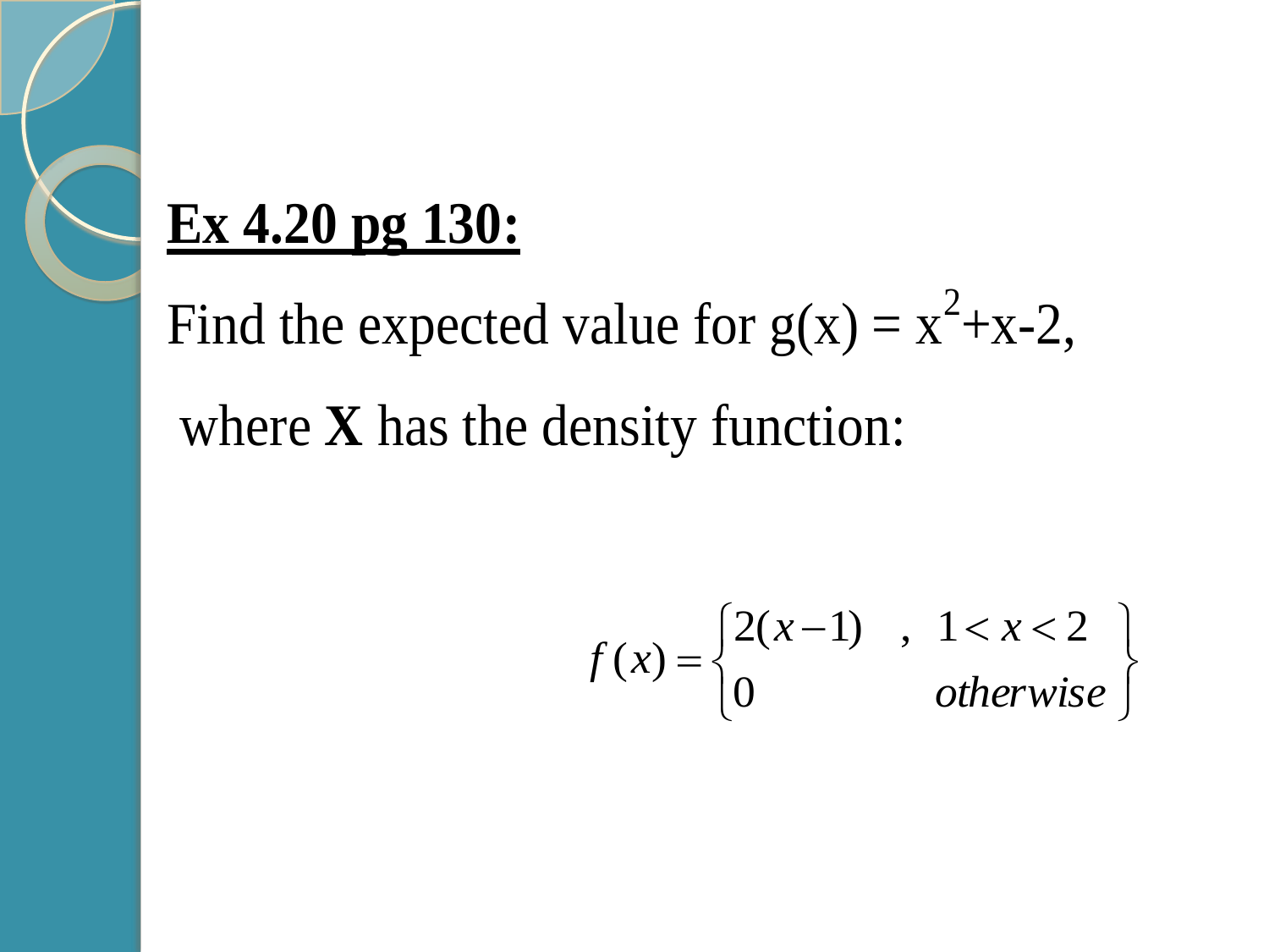**<u>Ex 4.20 pg 130:</u>**

Find the expected value for $g(x) = x^2+x-2$,

where **X** has the density function:

$$f(x) = \begin{cases} 2(x-1) & , \ 1 < x < 2 \\ 0 & \ \ otherwise \end{cases}$$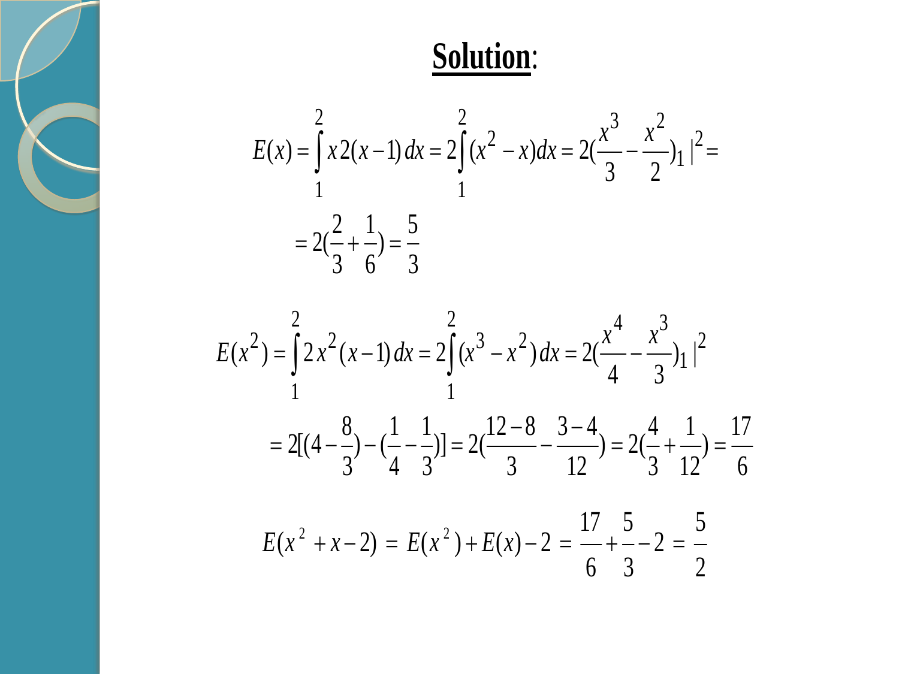**Solution**:

$$E(x) = \int_1^2 x\,2(x-1)\,dx = 2\int_1^2 (x^2 - x)dx = 2(\frac{x^3}{3} - \frac{x^2}{2})_1 |^2 =$$

$$= 2(\frac{2}{3} + \frac{1}{6}) = \frac{5}{3}$$

$$E(x^2) = \int_1^2 2x^2(x-1)\,dx = 2\int_1^2 (x^3 - x^2)\,dx = 2(\frac{x^4}{4} - \frac{x^3}{3})_1 |^2$$

$$= 2[(4 - \frac{8}{3}) - (\frac{1}{4} - \frac{1}{3})] = 2(\frac{12-8}{3} - \frac{3-4}{12}) = 2(\frac{4}{3} + \frac{1}{12}) = \frac{17}{6}$$

$$E(x^2 + x - 2) = E(x^2) + E(x) - 2 = \frac{17}{6} + \frac{5}{3} - 2 = \frac{5}{2}$$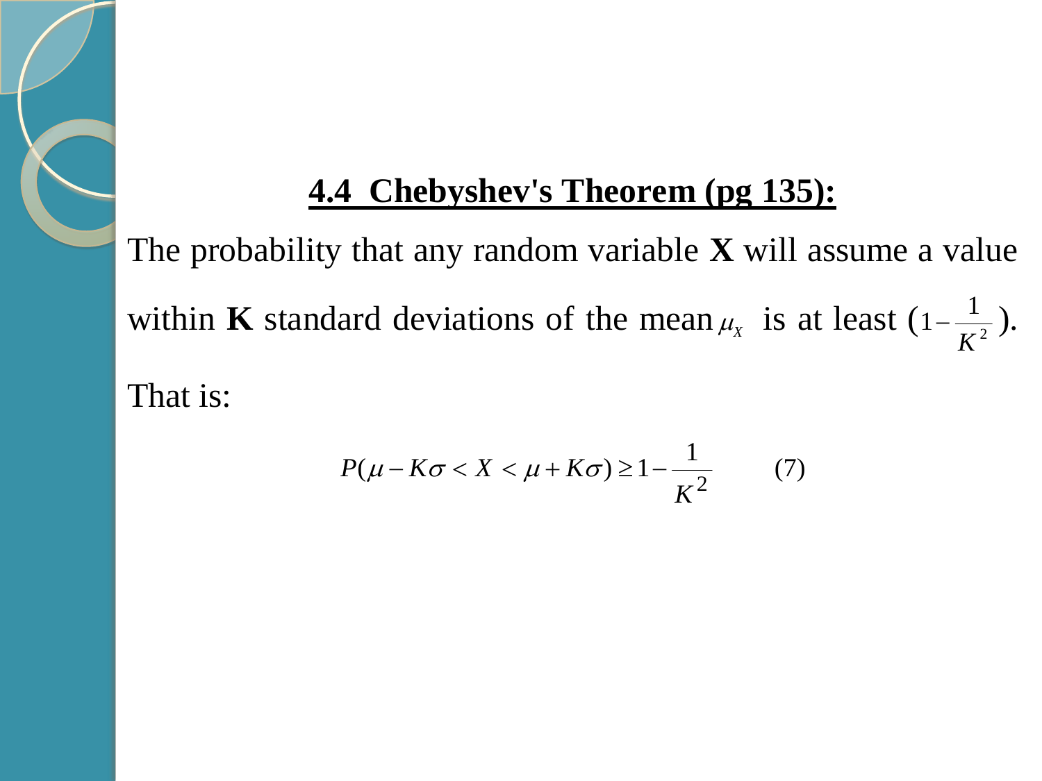## 4.4 Chebyshev's Theorem (pg 135):

The probability that any random variable **X** will assume a value within **K** standard deviations of the mean $\mu_X$ is at least ($1-\frac{1}{K^2}$).

That is:

$$P(\mu - K\sigma < X < \mu + K\sigma) \geq 1 - \frac{1}{K^2} \qquad (7)$$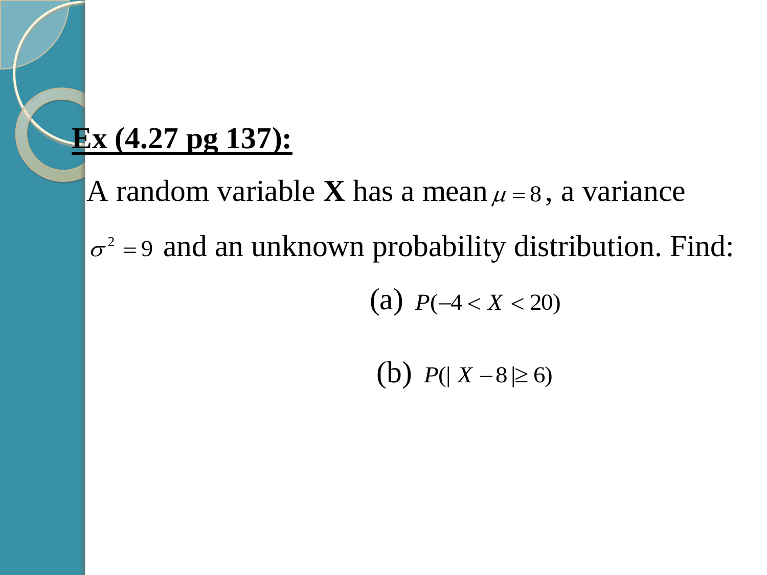**Ex (4.27 pg 137):**

A random variable **X** has a mean $\mu = 8$, a variance $\sigma^2 = 9$ and an unknown probability distribution. Find:

(a) $P(-4 < X < 20)$

(b) $P(|X - 8| \geq 6)$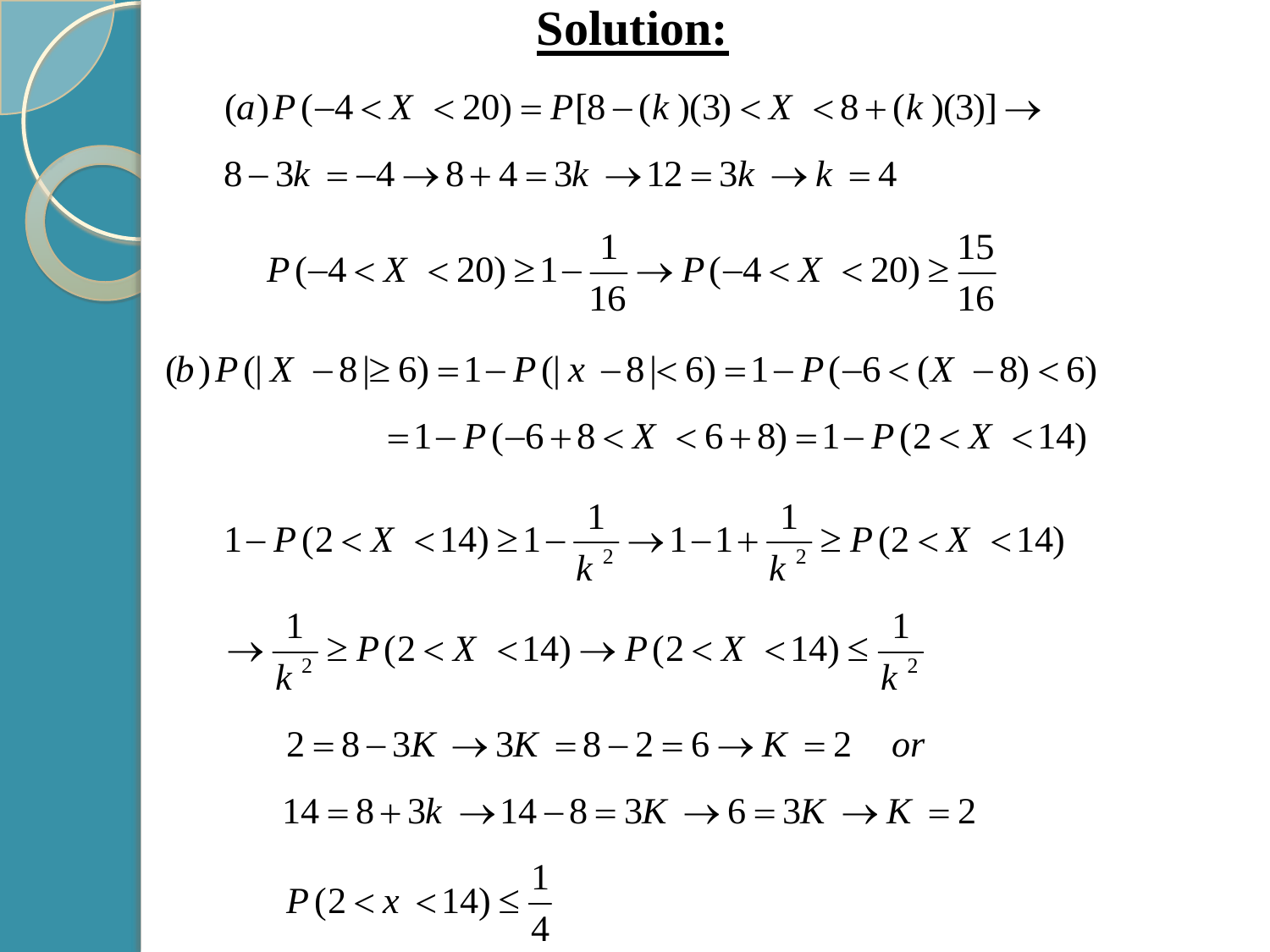# Solution:

$$(a)P(-4 < X < 20) = P[8-(k)(3) < X < 8+(k)(3)] \rightarrow$$

$$8-3k = -4 \rightarrow 8+4 = 3k \rightarrow 12 = 3k \rightarrow k = 4$$

$$P(-4 < X < 20) \geq 1-\frac{1}{16} \rightarrow P(-4 < X < 20) \geq \frac{15}{16}$$

$$(b)P(|X-8| \geq 6) = 1-P(|x-8| < 6) = 1-P(-6 < (X-8) < 6)$$

$$= 1-P(-6+8 < X < 6+8) = 1-P(2 < X < 14)$$

$$1-P(2 < X < 14) \geq 1-\frac{1}{k^2} \rightarrow 1-1+\frac{1}{k^2} \geq P(2 < X < 14)$$

$$\rightarrow \frac{1}{k^2} \geq P(2 < X < 14) \rightarrow P(2 < X < 14) \leq \frac{1}{k^2}$$

$$2 = 8-3K \rightarrow 3K = 8-2 = 6 \rightarrow K = 2 \quad or$$

$$14 = 8+3k \rightarrow 14-8 = 3K \rightarrow 6 = 3K \rightarrow K = 2$$

$$P(2 < x < 14) \leq \frac{1}{4}$$